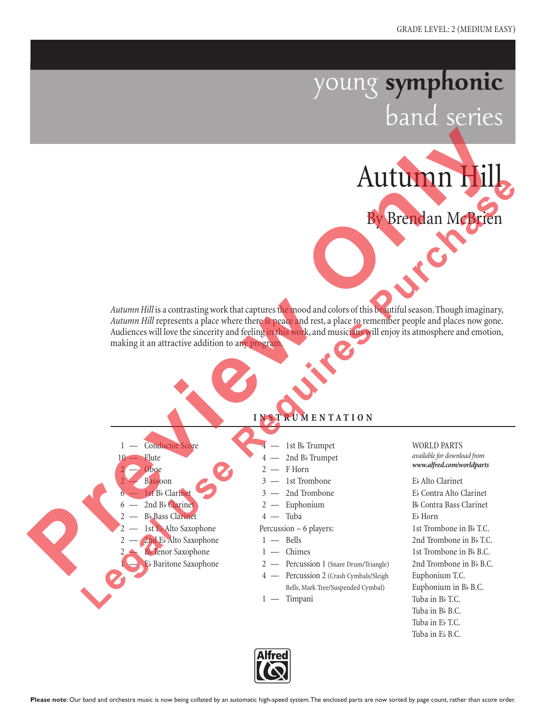GRADE LEVEL: 2 (MEDIUM EASY)

young **symphonic** band series

# Autumn Hill

## By Brendan McBrien

*Autumn Hill* is a contrasting work that captures the mood and colors of this beautiful season. Though imaginary, *Autumn Hill* represents a place where there is peace and rest, a place to remember people and places now gone. Audiences will love the sincerity and feeling in this work, and musicians will enjoy its atmosphere and emotion, making it an attractive addition to any program.

### INSTRUMENTATION

- 1 — Conductor Score
- 10 — Flute
- 2 — Oboe
- 2 — Bassoon
- 6 — 1st B♭ Clarinet
- 6 — 2nd B♭ Clarinet
- 2 — B♭ Bass Clarinet
- 2 — 1st E♭ Alto Saxophone
- 2 — 2nd E♭ Alto Saxophone
- 2 — B♭ Tenor Saxophone
- 1 — E♭ Baritone Saxophone
- 4 — 1st B♭ Trumpet
- 4 — 2nd B♭ Trumpet
- 2 — F Horn
- 3 — 1st Trombone
- 3 — 2nd Trombone
- 2 — Euphonium
- 4 — Tuba

Percussion – 6 players:

- 1 — Bells
- 1 — Chimes
- 2 — Percussion 1 (Snare Drum/Triangle)
- 4 — Percussion 2 (Crash Cymbals/Sleigh Bells, Mark Tree/Suspended Cymbal)
- 1 — Timpani

WORLD PARTS
*available for download from* ***www.alfred.com/worldparts***

- E♭ Alto Clarinet
- E♭ Contra Alto Clarinet
- B♭ Contra Bass Clarinet
- E♭ Horn
- 1st Trombone in B♭ T.C.
- 2nd Trombone in B♭ T.C.
- 1st Trombone in B♭ B.C.
- 2nd Trombone in B♭ B.C.
- Euphonium T.C.
- Euphonium in B♭ B.C.
- Tuba in B♭ T.C.
- Tuba in B♭ B.C.
- Tuba in E♭ T.C.
- Tuba in E♭ B.C.

Alfred

**Please note**: Our band and orchestra music is now being collated by an automatic high-speed system. The enclosed parts are now sorted by page count, rather than score order.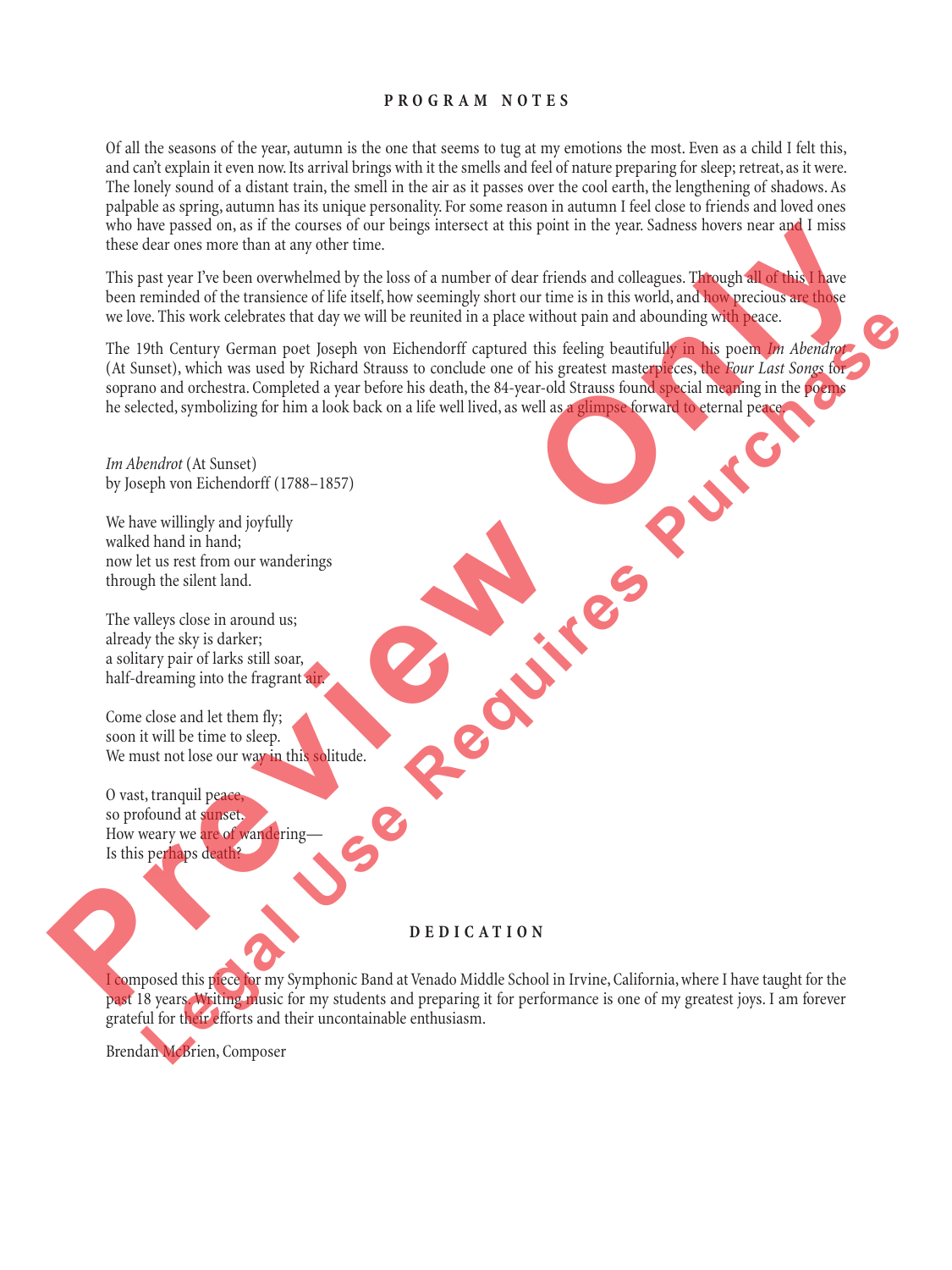## PROGRAM NOTES

Of all the seasons of the year, autumn is the one that seems to tug at my emotions the most. Even as a child I felt this, and can't explain it even now. Its arrival brings with it the smells and feel of nature preparing for sleep; retreat, as it were. The lonely sound of a distant train, the smell in the air as it passes over the cool earth, the lengthening of shadows. As palpable as spring, autumn has its unique personality. For some reason in autumn I feel close to friends and loved ones who have passed on, as if the courses of our beings intersect at this point in the year. Sadness hovers near and I miss these dear ones more than at any other time.

This past year I've been overwhelmed by the loss of a number of dear friends and colleagues. Through all of this I have been reminded of the transience of life itself, how seemingly short our time is in this world, and how precious are those we love. This work celebrates that day we will be reunited in a place without pain and abounding with peace.

The 19th Century German poet Joseph von Eichendorff captured this feeling beautifully in his poem *Im Abendrot* (At Sunset), which was used by Richard Strauss to conclude one of his greatest masterpieces, the *Four Last Songs* for soprano and orchestra. Completed a year before his death, the 84-year-old Strauss found special meaning in the poems he selected, symbolizing for him a look back on a life well lived, as well as a glimpse forward to eternal peace.

*Im Abendrot* (At Sunset)
by Joseph von Eichendorff (1788–1857)

We have willingly and joyfully
walked hand in hand;
now let us rest from our wanderings
through the silent land.

The valleys close in around us;
already the sky is darker;
a solitary pair of larks still soar,
half-dreaming into the fragrant air.

Come close and let them fly;
soon it will be time to sleep.
We must not lose our way in this solitude.

O vast, tranquil peace,
so profound at sunset.
How weary we are of wandering—
Is this perhaps death?

## DEDICATION

I composed this piece for my Symphonic Band at Venado Middle School in Irvine, California, where I have taught for the past 18 years. Writing music for my students and preparing it for performance is one of my greatest joys. I am forever grateful for their efforts and their uncontainable enthusiasm.

Brendan McBrien, Composer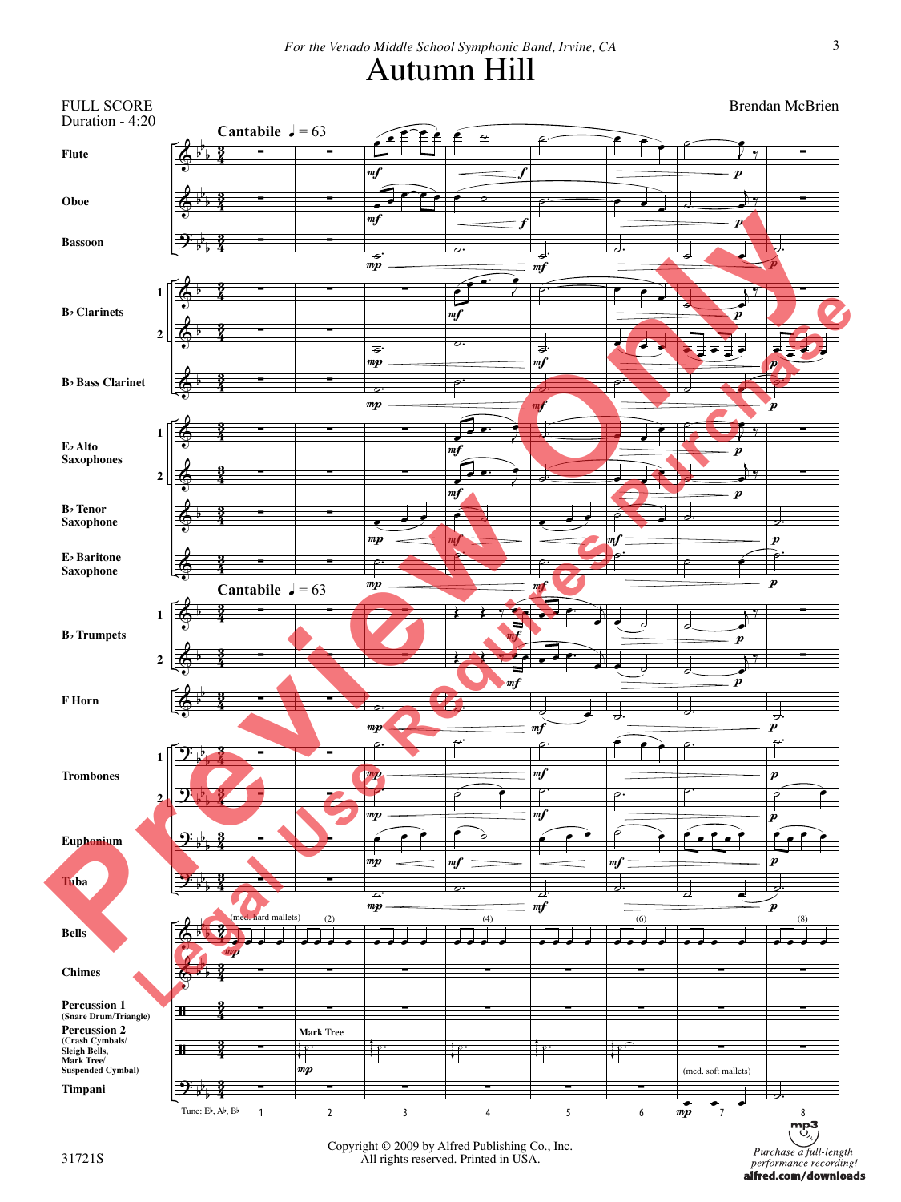*For the Venado Middle School Symphonic Band, Irvine, CA*

# Autumn Hill

FULL SCORE
Duration - 4:20

Brendan McBrien

Cantabile ♩ = 63

Flute
Oboe
Bassoon
B♭ Clarinets 1 2
B♭ Bass Clarinet
E♭ Alto Saxophones 1 2
B♭ Tenor Saxophone
E♭ Baritone Saxophone
B♭ Trumpets 1 2
F Horn
Trombones 1 2
Euphonium
Tuba
Bells
Chimes
Percussion 1 (Snare Drum/Triangle)
Percussion 2 (Crash Cymbals/ Sleigh Bells, Mark Tree/ Suspended Cymbal)
Timpani

Tune: E♭, A♭, B♭

Copyright © 2009 by Alfred Publishing Co., Inc.
All rights reserved. Printed in USA.

31721S

Purchase a full-length performance recording!
alfred.com/downloads

Preview Only
Legal Use Requires Purchase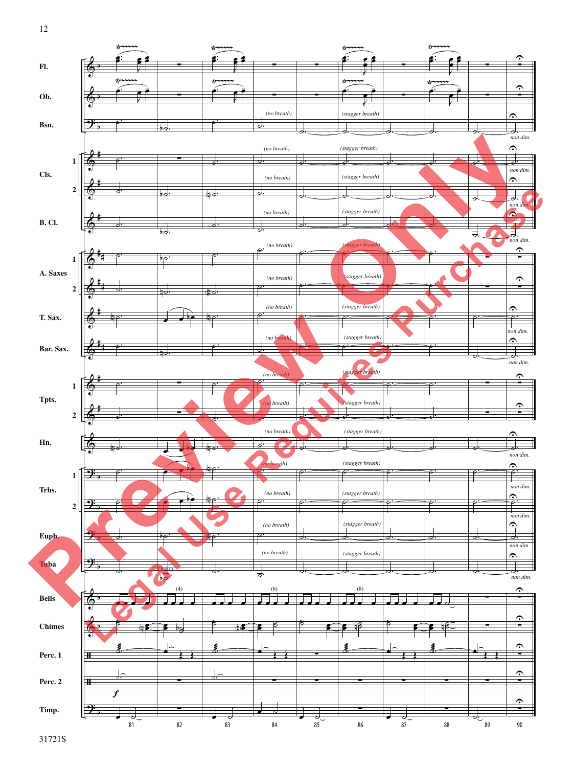Fl.

Ob.

Bsn.

Cls. 1 2

B. Cl.

A. Saxes 1 2

T. Sax.

Bar. Sax.

Tpts. 1 2

Hn.

Trbs. 1 2

Euph.

Tuba

Bells

Chimes

Perc. 1

Perc. 2

Timp.

(no breath)

(stagger breath)

non dim.

f

(4) (6) (8)

81 82 83 84 85 86 87 88 89 90

31721S